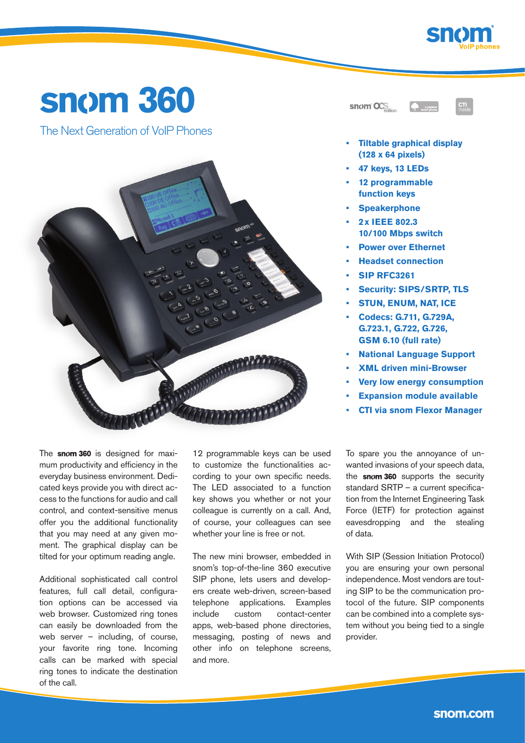# snom 360

The Next Generation of VoIP Phones

- Tiltable graphical display (128 x 64 pixels)
- 47 keys, 13 LEDs
- 12 programmable function keys
- Speakerphone
- 2 x IEEE 802.3 10/100 Mbps switch
- Power over Ethernet
- Headset connection
- SIP RFC3261
- Security: SIPS/SRTP, TLS
- STUN, ENUM, NAT, ICE
- Codecs: G.711, G.729A, G.723.1, G.722, G.726, GSM 6.10 (full rate)
- National Language Support
- XML driven mini-Browser
- Very low energy consumption
- Expansion module available
- CTI via snom Flexor Manager

The **snom 360** is designed for maximum productivity and efficiency in the everyday business environment. Dedicated keys provide you with direct access to the functions for audio and call control, and context-sensitive menus offer you the additional functionality that you may need at any given moment. The graphical display can be tilted for your optimum reading angle.

Additional sophisticated call control features, full call detail, configuration options can be accessed via web browser. Customized ring tones can easily be downloaded from the web server – including, of course, your favorite ring tone. Incoming calls can be marked with special ring tones to indicate the destination of the call.

12 programmable keys can be used to customize the functionalities according to your own specific needs. The LED associated to a function key shows you whether or not your colleague is currently on a call. And, of course, your colleagues can see whether your line is free or not.

The new mini browser, embedded in snom's top-of-the-line 360 executive SIP phone, lets users and developers create web-driven, screen-based telephone applications. Examples include custom contact-center apps, web-based phone directories, messaging, posting of news and other info on telephone screens, and more.

To spare you the annoyance of unwanted invasions of your speech data, the **snom 360** supports the security standard SRTP – a current specification from the Internet Engineering Task Force (IETF) for protection against eavesdropping and the stealing of data.

With SIP (Session Initiation Protocol) you are ensuring your own personal independence. Most vendors are touting SIP to be the communication protocol of the future. SIP components can be combined into a complete system without you being tied to a single provider.

snom.com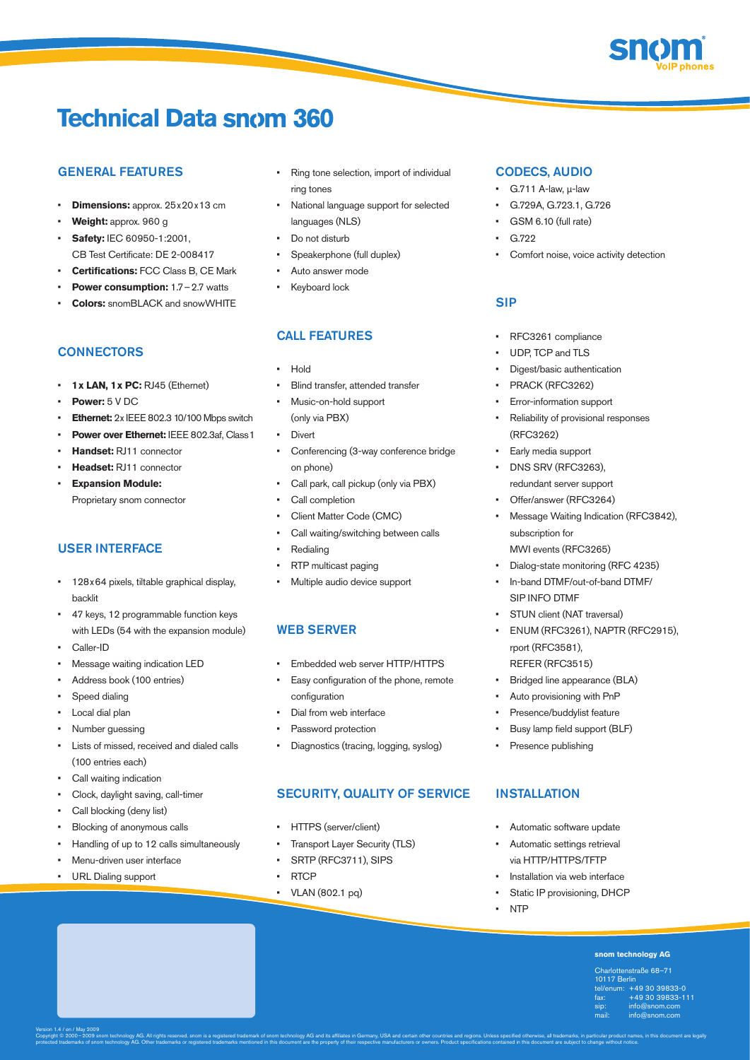# Technical Data snom 360

## GENERAL FEATURES

- **Dimensions:** approx. 25 x 20 x 13 cm
- **Weight:** approx. 960 g
- **Safety:** IEC 60950-1:2001, CB Test Certificate: DE 2-008417
- **Certifications:** FCC Class B, CE Mark
- **Power consumption:** 1.7 – 2.7 watts
- **Colors:** snomBLACK and snowWHITE

## CONNECTORS

- **1 x LAN, 1 x PC:** RJ45 (Ethernet)
- **Power:** 5 V DC
- **Ethernet:** 2x IEEE 802.3 10/100 Mbps switch
- **Power over Ethernet:** IEEE 802.3af, Class 1
- **Handset:** RJ11 connector
- **Headset:** RJ11 connector
- **Expansion Module:** Proprietary snom connector

## USER INTERFACE

- 128 x 64 pixels, tiltable graphical display, backlit
- 47 keys, 12 programmable function keys with LEDs (54 with the expansion module)
- Caller-ID
- Message waiting indication LED
- Address book (100 entries)
- Speed dialing
- Local dial plan
- Number guessing
- Lists of missed, received and dialed calls (100 entries each)
- Call waiting indication
- Clock, daylight saving, call-timer
- Call blocking (deny list)
- Blocking of anonymous calls
- Handling of up to 12 calls simultaneously
- Menu-driven user interface
- URL Dialing support
- Ring tone selection, import of individual ring tones
- National language support for selected languages (NLS)
- Do not disturb
- Speakerphone (full duplex)
- Auto answer mode
- Keyboard lock

## CALL FEATURES

- Hold
- Blind transfer, attended transfer
- Music-on-hold support (only via PBX)
- Divert
- Conferencing (3-way conference bridge on phone)
- Call park, call pickup (only via PBX)
- Call completion
- Client Matter Code (CMC)
- Call waiting/switching between calls
- Redialing
- RTP multicast paging
- Multiple audio device support

## WEB SERVER

- Embedded web server HTTP/HTTPS
- Easy configuration of the phone, remote configuration
- Dial from web interface
- Password protection
- Diagnostics (tracing, logging, syslog)

## SECURITY, QUALITY OF SERVICE

- HTTPS (server/client)
- Transport Layer Security (TLS)
- SRTP (RFC3711), SIPS
- RTCP
- VLAN (802.1 pq)

## CODECS, AUDIO

- G.711 A-law, μ-law
- G.729A, G.723.1, G.726
- GSM 6.10 (full rate)
- G.722
- Comfort noise, voice activity detection

## SIP

- RFC3261 compliance
- UDP, TCP and TLS
- Digest/basic authentication
- PRACK (RFC3262)
- Error-information support
- Reliability of provisional responses (RFC3262)
- Early media support
- DNS SRV (RFC3263), redundant server support
- Offer/answer (RFC3264)
- Message Waiting Indication (RFC3842), subscription for MWI events (RFC3265)
- Dialog-state monitoring (RFC 4235)
- In-band DTMF/out-of-band DTMF/ SIP INFO DTMF
- STUN client (NAT traversal)
- ENUM (RFC3261), NAPTR (RFC2915), rport (RFC3581), REFER (RFC3515)
- Bridged line appearance (BLA)
- Auto provisioning with PnP
- Presence/buddylist feature
- Busy lamp field support (BLF)
- Presence publishing

## INSTALLATION

- Automatic software update
- Automatic settings retrieval via HTTP/HTTPS/TFTP
- Installation via web interface
- Static IP provisioning, DHCP
- NTP

**snom technology AG**

Charlottenstraße 68–71
10117 Berlin
tel/enum: +49 30 39833-0
fax: +49 30 39833-111
sip: info@snom.com
mail: info@snom.com

Version 1.4 / en / May 2009
Copyright © 2000–2009 snom technology AG. All rights reserved. snom is a registered trademark of snom technology AG and its affiliates in Germany, USA and certain other countries and regions. Unless specified otherwise, all trademarks, in particular product names, in this document are legally protected trademarks of snom technology AG. Other trademarks or registered trademarks mentioned in this document are the property of their respective manufacturers or owners. Product specifications contained in this document are subject to change without notice.